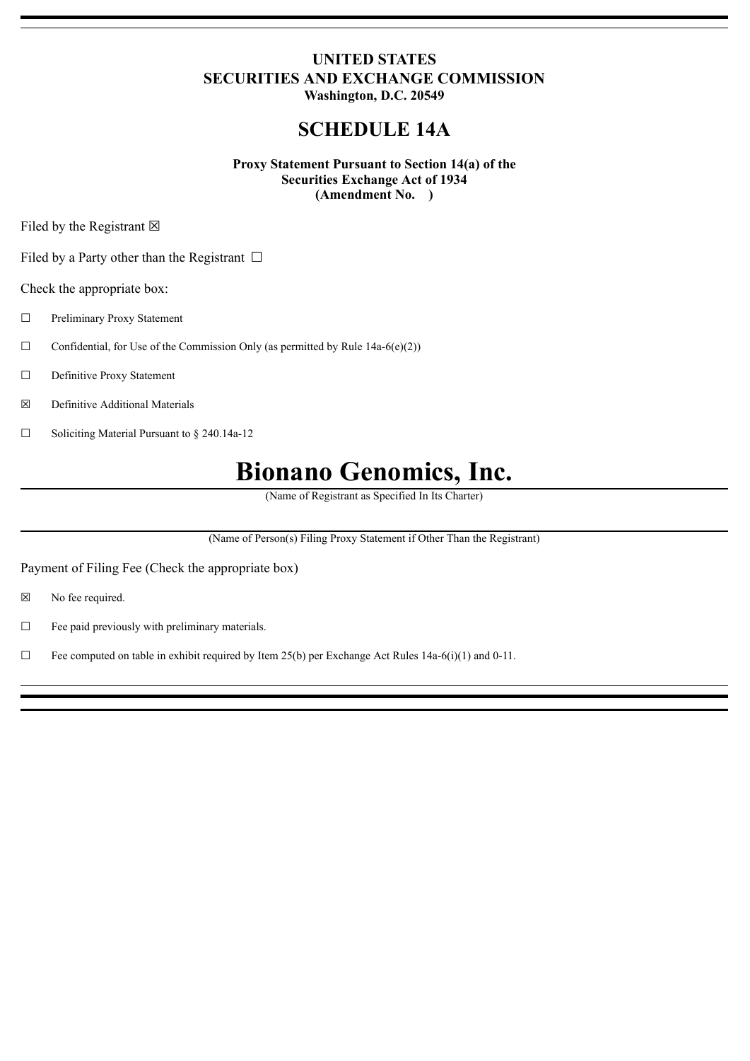**UNITED STATES**
**SECURITIES AND EXCHANGE COMMISSION**
**Washington, D.C. 20549**

# SCHEDULE 14A

**Proxy Statement Pursuant to Section 14(a) of the**
**Securities Exchange Act of 1934**
**(Amendment No. )**

Filed by the Registrant ☒

Filed by a Party other than the Registrant ☐

Check the appropriate box:

☐ Preliminary Proxy Statement

☐ Confidential, for Use of the Commission Only (as permitted by Rule 14a-6(e)(2))

☐ Definitive Proxy Statement

☒ Definitive Additional Materials

☐ Soliciting Material Pursuant to § 240.14a-12

# Bionano Genomics, Inc.

(Name of Registrant as Specified In Its Charter)

(Name of Person(s) Filing Proxy Statement if Other Than the Registrant)

Payment of Filing Fee (Check the appropriate box)

☒ No fee required.

☐ Fee paid previously with preliminary materials.

☐ Fee computed on table in exhibit required by Item 25(b) per Exchange Act Rules 14a-6(i)(1) and 0-11.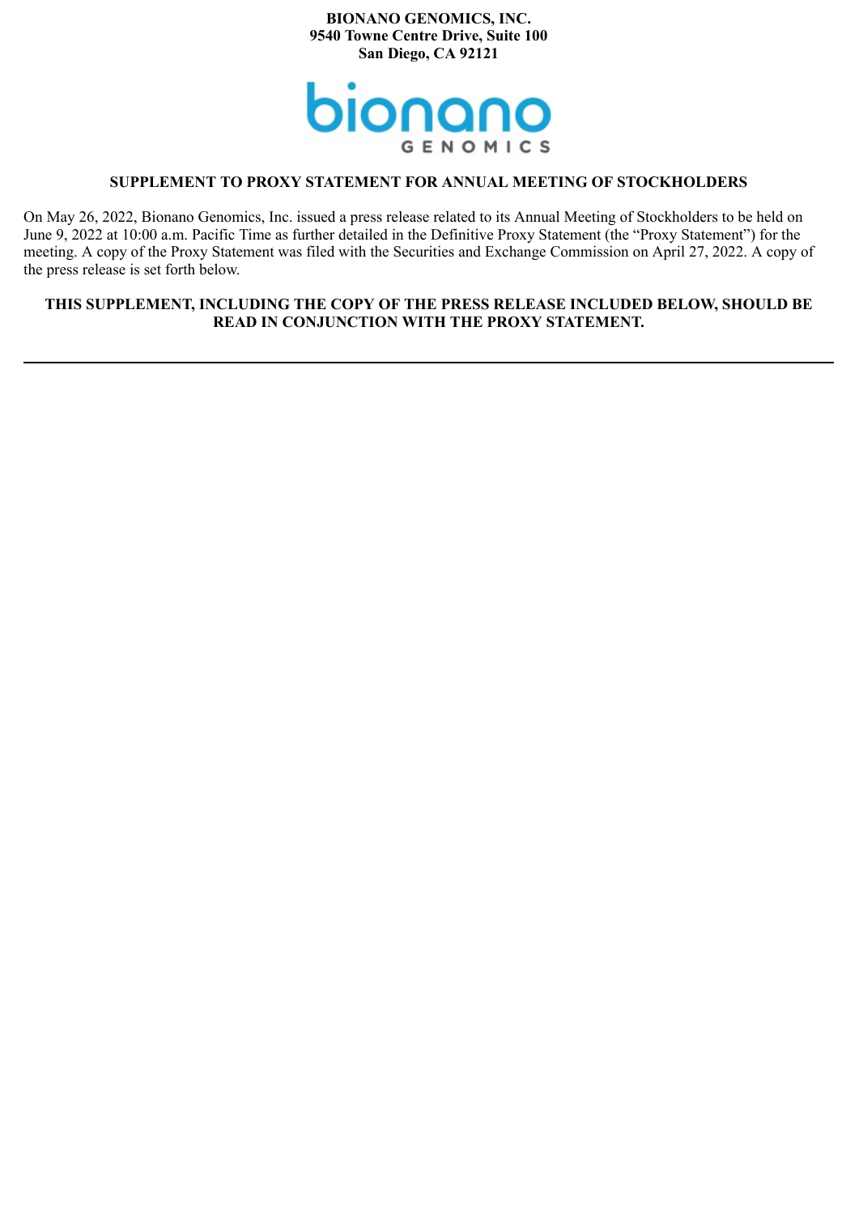**BIONANO GENOMICS, INC.**
**9540 Towne Centre Drive, Suite 100**
**San Diego, CA 92121**

## SUPPLEMENT TO PROXY STATEMENT FOR ANNUAL MEETING OF STOCKHOLDERS

On May 26, 2022, Bionano Genomics, Inc. issued a press release related to its Annual Meeting of Stockholders to be held on June 9, 2022 at 10:00 a.m. Pacific Time as further detailed in the Definitive Proxy Statement (the "Proxy Statement") for the meeting. A copy of the Proxy Statement was filed with the Securities and Exchange Commission on April 27, 2022. A copy of the press release is set forth below.

**THIS SUPPLEMENT, INCLUDING THE COPY OF THE PRESS RELEASE INCLUDED BELOW, SHOULD BE READ IN CONJUNCTION WITH THE PROXY STATEMENT.**

---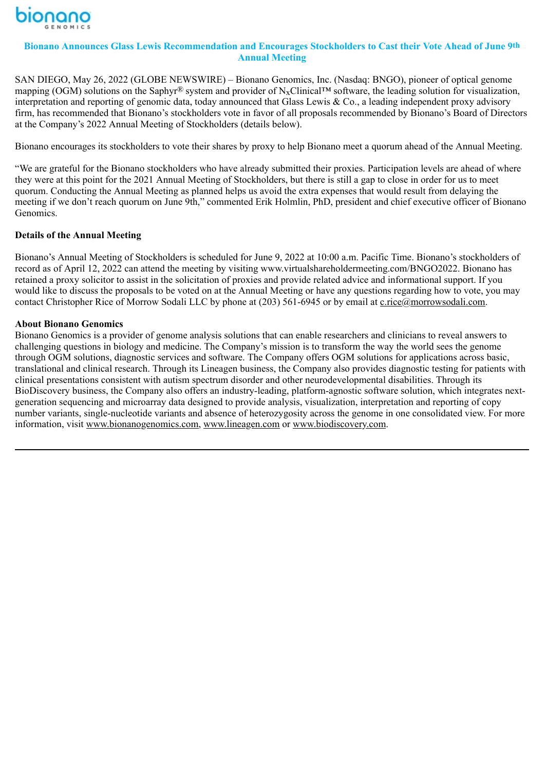## Bionano Announces Glass Lewis Recommendation and Encourages Stockholders to Cast their Vote Ahead of June 9th Annual Meeting

SAN DIEGO, May 26, 2022 (GLOBE NEWSWIRE) – Bionano Genomics, Inc. (Nasdaq: BNGO), pioneer of optical genome mapping (OGM) solutions on the Saphyr® system and provider of $N_X$Clinical™ software, the leading solution for visualization, interpretation and reporting of genomic data, today announced that Glass Lewis & Co., a leading independent proxy advisory firm, has recommended that Bionano's stockholders vote in favor of all proposals recommended by Bionano's Board of Directors at the Company's 2022 Annual Meeting of Stockholders (details below).

Bionano encourages its stockholders to vote their shares by proxy to help Bionano meet a quorum ahead of the Annual Meeting.

"We are grateful for the Bionano stockholders who have already submitted their proxies. Participation levels are ahead of where they were at this point for the 2021 Annual Meeting of Stockholders, but there is still a gap to close in order for us to meet quorum. Conducting the Annual Meeting as planned helps us avoid the extra expenses that would result from delaying the meeting if we don't reach quorum on June 9th," commented Erik Holmlin, PhD, president and chief executive officer of Bionano Genomics.

**Details of the Annual Meeting**

Bionano's Annual Meeting of Stockholders is scheduled for June 9, 2022 at 10:00 a.m. Pacific Time. Bionano's stockholders of record as of April 12, 2022 can attend the meeting by visiting www.virtualshareholdermeeting.com/BNGO2022. Bionano has retained a proxy solicitor to assist in the solicitation of proxies and provide related advice and informational support. If you would like to discuss the proposals to be voted on at the Annual Meeting or have any questions regarding how to vote, you may contact Christopher Rice of Morrow Sodali LLC by phone at (203) 561-6945 or by email at c.rice@morrowsodali.com.

**About Bionano Genomics**

Bionano Genomics is a provider of genome analysis solutions that can enable researchers and clinicians to reveal answers to challenging questions in biology and medicine. The Company's mission is to transform the way the world sees the genome through OGM solutions, diagnostic services and software. The Company offers OGM solutions for applications across basic, translational and clinical research. Through its Lineagen business, the Company also provides diagnostic testing for patients with clinical presentations consistent with autism spectrum disorder and other neurodevelopmental disabilities. Through its BioDiscovery business, the Company also offers an industry-leading, platform-agnostic software solution, which integrates next-generation sequencing and microarray data designed to provide analysis, visualization, interpretation and reporting of copy number variants, single-nucleotide variants and absence of heterozygosity across the genome in one consolidated view. For more information, visit www.bionanogenomics.com, www.lineagen.com or www.biodiscovery.com.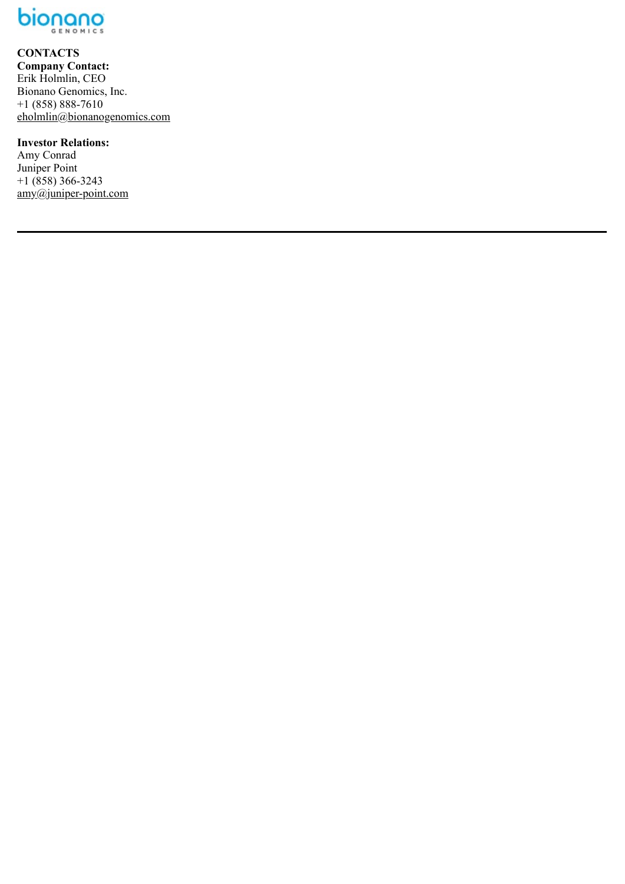**CONTACTS**

**Company Contact:**
Erik Holmlin, CEO
Bionano Genomics, Inc.
+1 (858) 888-7610
eholmlin@bionanogenomics.com

**Investor Relations:**
Amy Conrad
Juniper Point
+1 (858) 366-3243
amy@juniper-point.com

---